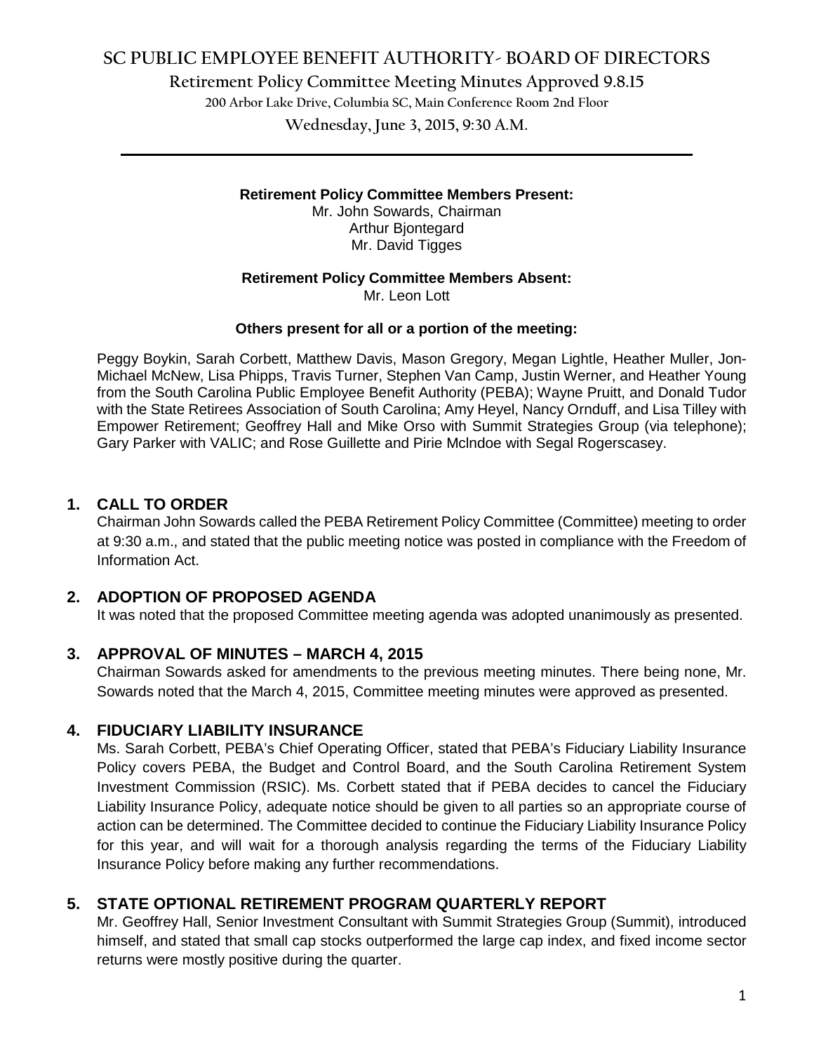# SC PUBLIC EMPLOYEE BENEFIT AUTHORITY- BOARD OF DIRECTORS

## Retirement Policy Committee Meeting Minutes Approved 9.8.15

200 Arbor Lake Drive, Columbia SC, Main Conference Room 2nd Floor

Wednesday, June 3, 2015, 9:30 A.M.

---

**Retirement Policy Committee Members Present:**
Mr. John Sowards, Chairman
Arthur Bjontegard
Mr. David Tigges

**Retirement Policy Committee Members Absent:**
Mr. Leon Lott

**Others present for all or a portion of the meeting:**

Peggy Boykin, Sarah Corbett, Matthew Davis, Mason Gregory, Megan Lightle, Heather Muller, Jon-Michael McNew, Lisa Phipps, Travis Turner, Stephen Van Camp, Justin Werner, and Heather Young from the South Carolina Public Employee Benefit Authority (PEBA); Wayne Pruitt, and Donald Tudor with the State Retirees Association of South Carolina; Amy Heyel, Nancy Ornduff, and Lisa Tilley with Empower Retirement; Geoffrey Hall and Mike Orso with Summit Strategies Group (via telephone); Gary Parker with VALIC; and Rose Guillette and Pirie Mclndoe with Segal Rogerscasey.

### 1. CALL TO ORDER

Chairman John Sowards called the PEBA Retirement Policy Committee (Committee) meeting to order at 9:30 a.m., and stated that the public meeting notice was posted in compliance with the Freedom of Information Act.

### 2. ADOPTION OF PROPOSED AGENDA

It was noted that the proposed Committee meeting agenda was adopted unanimously as presented.

### 3. APPROVAL OF MINUTES – MARCH 4, 2015

Chairman Sowards asked for amendments to the previous meeting minutes. There being none, Mr. Sowards noted that the March 4, 2015, Committee meeting minutes were approved as presented.

### 4. FIDUCIARY LIABILITY INSURANCE

Ms. Sarah Corbett, PEBA's Chief Operating Officer, stated that PEBA's Fiduciary Liability Insurance Policy covers PEBA, the Budget and Control Board, and the South Carolina Retirement System Investment Commission (RSIC). Ms. Corbett stated that if PEBA decides to cancel the Fiduciary Liability Insurance Policy, adequate notice should be given to all parties so an appropriate course of action can be determined. The Committee decided to continue the Fiduciary Liability Insurance Policy for this year, and will wait for a thorough analysis regarding the terms of the Fiduciary Liability Insurance Policy before making any further recommendations.

### 5. STATE OPTIONAL RETIREMENT PROGRAM QUARTERLY REPORT

Mr. Geoffrey Hall, Senior Investment Consultant with Summit Strategies Group (Summit), introduced himself, and stated that small cap stocks outperformed the large cap index, and fixed income sector returns were mostly positive during the quarter.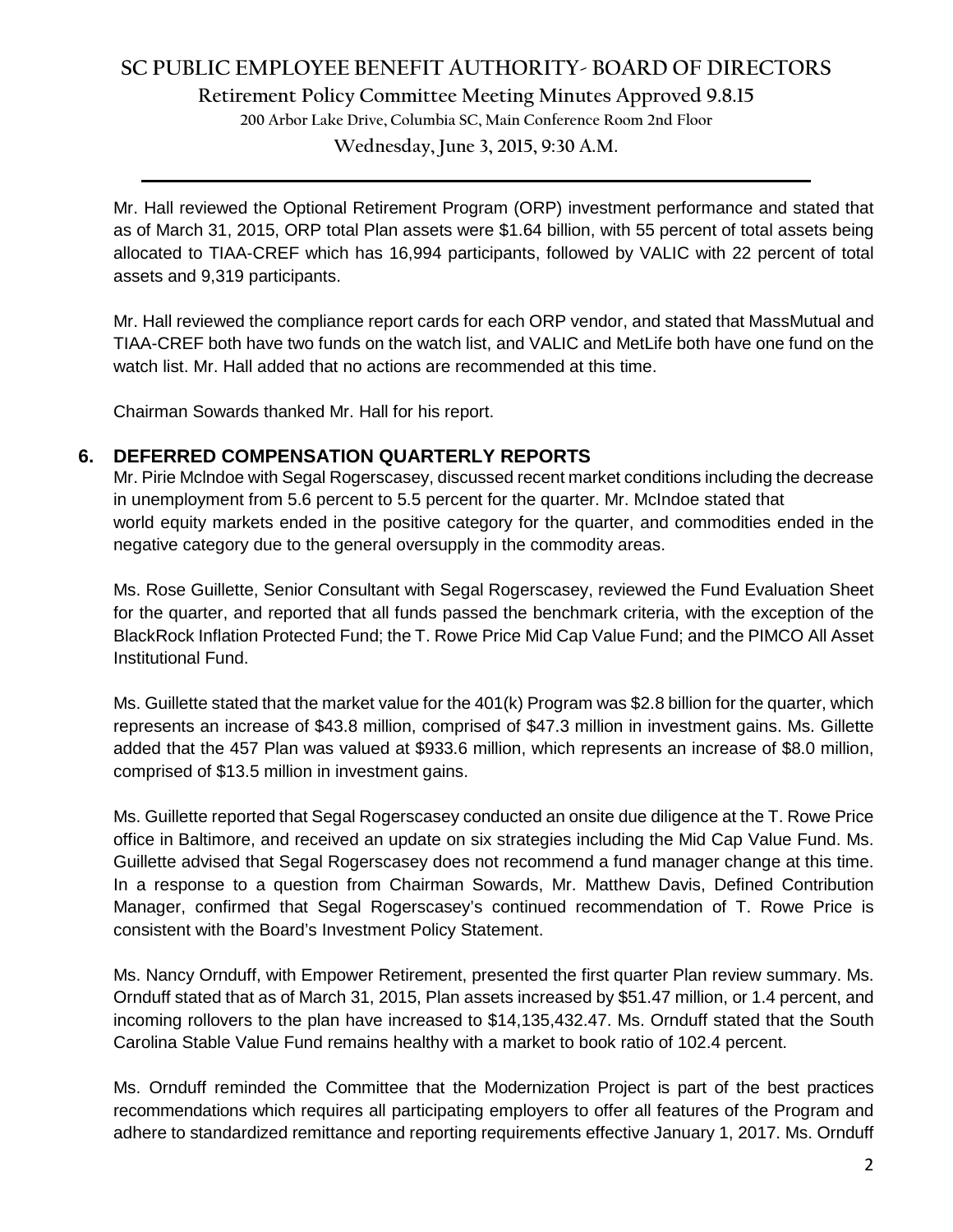Mr. Hall reviewed the Optional Retirement Program (ORP) investment performance and stated that as of March 31, 2015, ORP total Plan assets were $1.64 billion, with 55 percent of total assets being allocated to TIAA-CREF which has 16,994 participants, followed by VALIC with 22 percent of total assets and 9,319 participants.

Mr. Hall reviewed the compliance report cards for each ORP vendor, and stated that MassMutual and TIAA-CREF both have two funds on the watch list, and VALIC and MetLife both have one fund on the watch list. Mr. Hall added that no actions are recommended at this time.

Chairman Sowards thanked Mr. Hall for his report.

## 6. DEFERRED COMPENSATION QUARTERLY REPORTS

Mr. Pirie Mclndoe with Segal Rogerscasey, discussed recent market conditions including the decrease in unemployment from 5.6 percent to 5.5 percent for the quarter. Mr. McIndoe stated that world equity markets ended in the positive category for the quarter, and commodities ended in the negative category due to the general oversupply in the commodity areas.

Ms. Rose Guillette, Senior Consultant with Segal Rogerscasey, reviewed the Fund Evaluation Sheet for the quarter, and reported that all funds passed the benchmark criteria, with the exception of the BlackRock Inflation Protected Fund; the T. Rowe Price Mid Cap Value Fund; and the PIMCO All Asset Institutional Fund.

Ms. Guillette stated that the market value for the 401(k) Program was $2.8 billion for the quarter, which represents an increase of $43.8 million, comprised of $47.3 million in investment gains. Ms. Gillette added that the 457 Plan was valued at $933.6 million, which represents an increase of $8.0 million, comprised of $13.5 million in investment gains.

Ms. Guillette reported that Segal Rogerscasey conducted an onsite due diligence at the T. Rowe Price office in Baltimore, and received an update on six strategies including the Mid Cap Value Fund. Ms. Guillette advised that Segal Rogerscasey does not recommend a fund manager change at this time. In a response to a question from Chairman Sowards, Mr. Matthew Davis, Defined Contribution Manager, confirmed that Segal Rogerscasey's continued recommendation of T. Rowe Price is consistent with the Board's Investment Policy Statement.

Ms. Nancy Ornduff, with Empower Retirement, presented the first quarter Plan review summary. Ms. Ornduff stated that as of March 31, 2015, Plan assets increased by $51.47 million, or 1.4 percent, and incoming rollovers to the plan have increased to $14,135,432.47. Ms. Ornduff stated that the South Carolina Stable Value Fund remains healthy with a market to book ratio of 102.4 percent.

Ms. Ornduff reminded the Committee that the Modernization Project is part of the best practices recommendations which requires all participating employers to offer all features of the Program and adhere to standardized remittance and reporting requirements effective January 1, 2017. Ms. Ornduff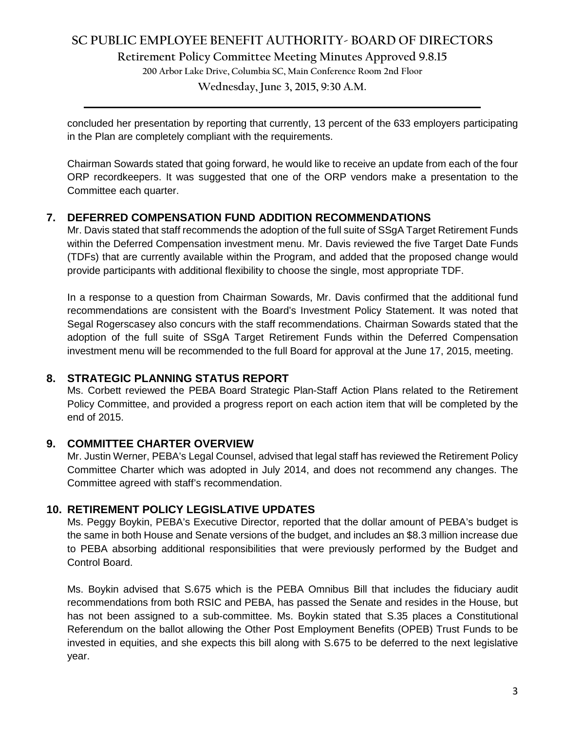concluded her presentation by reporting that currently, 13 percent of the 633 employers participating in the Plan are completely compliant with the requirements.

Chairman Sowards stated that going forward, he would like to receive an update from each of the four ORP recordkeepers. It was suggested that one of the ORP vendors make a presentation to the Committee each quarter.

## 7. DEFERRED COMPENSATION FUND ADDITION RECOMMENDATIONS

Mr. Davis stated that staff recommends the adoption of the full suite of SSgA Target Retirement Funds within the Deferred Compensation investment menu. Mr. Davis reviewed the five Target Date Funds (TDFs) that are currently available within the Program, and added that the proposed change would provide participants with additional flexibility to choose the single, most appropriate TDF.

In a response to a question from Chairman Sowards, Mr. Davis confirmed that the additional fund recommendations are consistent with the Board's Investment Policy Statement. It was noted that Segal Rogerscasey also concurs with the staff recommendations. Chairman Sowards stated that the adoption of the full suite of SSgA Target Retirement Funds within the Deferred Compensation investment menu will be recommended to the full Board for approval at the June 17, 2015, meeting.

## 8. STRATEGIC PLANNING STATUS REPORT

Ms. Corbett reviewed the PEBA Board Strategic Plan-Staff Action Plans related to the Retirement Policy Committee, and provided a progress report on each action item that will be completed by the end of 2015.

## 9. COMMITTEE CHARTER OVERVIEW

Mr. Justin Werner, PEBA's Legal Counsel, advised that legal staff has reviewed the Retirement Policy Committee Charter which was adopted in July 2014, and does not recommend any changes. The Committee agreed with staff's recommendation.

## 10. RETIREMENT POLICY LEGISLATIVE UPDATES

Ms. Peggy Boykin, PEBA's Executive Director, reported that the dollar amount of PEBA's budget is the same in both House and Senate versions of the budget, and includes an $8.3 million increase due to PEBA absorbing additional responsibilities that were previously performed by the Budget and Control Board.

Ms. Boykin advised that S.675 which is the PEBA Omnibus Bill that includes the fiduciary audit recommendations from both RSIC and PEBA, has passed the Senate and resides in the House, but has not been assigned to a sub-committee. Ms. Boykin stated that S.35 places a Constitutional Referendum on the ballot allowing the Other Post Employment Benefits (OPEB) Trust Funds to be invested in equities, and she expects this bill along with S.675 to be deferred to the next legislative year.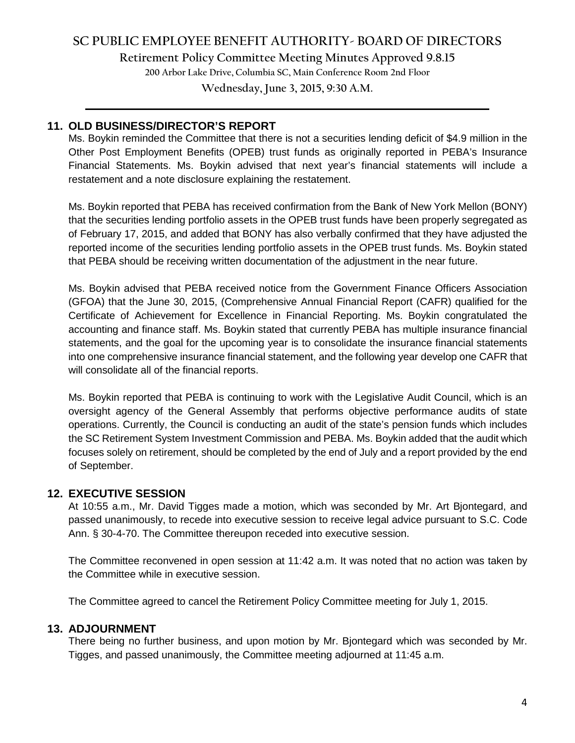# SC PUBLIC EMPLOYEE BENEFIT AUTHORITY- BOARD OF DIRECTORS

**Retirement Policy Committee Meeting Minutes Approved 9.8.15**

**200 Arbor Lake Drive, Columbia SC, Main Conference Room 2nd Floor**

**Wednesday, June 3, 2015, 9:30 A.M.**

## 11. OLD BUSINESS/DIRECTOR'S REPORT

Ms. Boykin reminded the Committee that there is not a securities lending deficit of $4.9 million in the Other Post Employment Benefits (OPEB) trust funds as originally reported in PEBA's Insurance Financial Statements. Ms. Boykin advised that next year's financial statements will include a restatement and a note disclosure explaining the restatement.

Ms. Boykin reported that PEBA has received confirmation from the Bank of New York Mellon (BONY) that the securities lending portfolio assets in the OPEB trust funds have been properly segregated as of February 17, 2015, and added that BONY has also verbally confirmed that they have adjusted the reported income of the securities lending portfolio assets in the OPEB trust funds. Ms. Boykin stated that PEBA should be receiving written documentation of the adjustment in the near future.

Ms. Boykin advised that PEBA received notice from the Government Finance Officers Association (GFOA) that the June 30, 2015, (Comprehensive Annual Financial Report (CAFR) qualified for the Certificate of Achievement for Excellence in Financial Reporting. Ms. Boykin congratulated the accounting and finance staff. Ms. Boykin stated that currently PEBA has multiple insurance financial statements, and the goal for the upcoming year is to consolidate the insurance financial statements into one comprehensive insurance financial statement, and the following year develop one CAFR that will consolidate all of the financial reports.

Ms. Boykin reported that PEBA is continuing to work with the Legislative Audit Council, which is an oversight agency of the General Assembly that performs objective performance audits of state operations. Currently, the Council is conducting an audit of the state's pension funds which includes the SC Retirement System Investment Commission and PEBA. Ms. Boykin added that the audit which focuses solely on retirement, should be completed by the end of July and a report provided by the end of September.

## 12. EXECUTIVE SESSION

At 10:55 a.m., Mr. David Tigges made a motion, which was seconded by Mr. Art Bjontegard, and passed unanimously, to recede into executive session to receive legal advice pursuant to S.C. Code Ann. § 30-4-70. The Committee thereupon receded into executive session.

The Committee reconvened in open session at 11:42 a.m. It was noted that no action was taken by the Committee while in executive session.

The Committee agreed to cancel the Retirement Policy Committee meeting for July 1, 2015.

## 13. ADJOURNMENT

There being no further business, and upon motion by Mr. Bjontegard which was seconded by Mr. Tigges, and passed unanimously, the Committee meeting adjourned at 11:45 a.m.